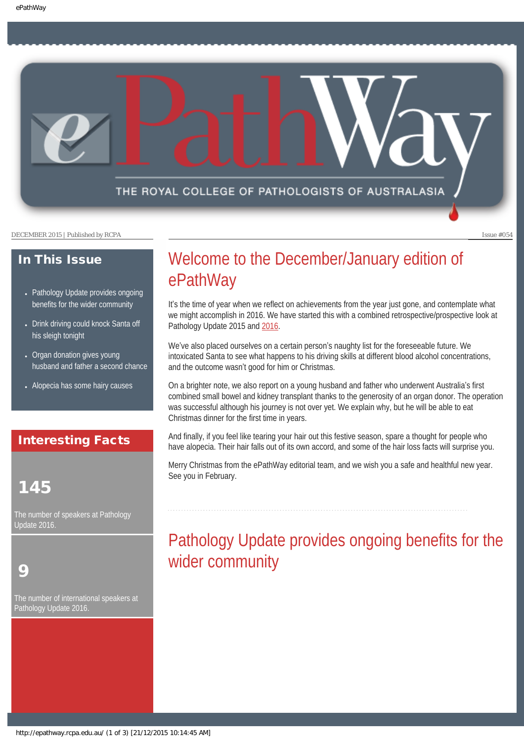# ePathWay

THE ROYAL COLLEGE OF PATHOLOGISTS OF AUSTRALASIA

DECEMBER 2015 | Published by RCPA

Issue #054

## In This Issue

- Pathology Update provides ongoing benefits for the wider community
- Drink driving could knock Santa off his sleigh tonight
- Organ donation gives young husband and father a second chance
- Alopecia has some hairy causes

## Interesting Facts

**145**

The number of speakers at Pathology Update 2016.

**9**

The number of international speakers at Pathology Update 2016.

# Welcome to the December/January edition of ePathWay

It's the time of year when we reflect on achievements from the year just gone, and contemplate what we might accomplish in 2016. We have started this with a combined retrospective/prospective look at Pathology Update 2015 and 2016.

We've also placed ourselves on a certain person's naughty list for the foreseeable future. We intoxicated Santa to see what happens to his driving skills at different blood alcohol concentrations, and the outcome wasn't good for him or Christmas.

On a brighter note, we also report on a young husband and father who underwent Australia's first combined small bowel and kidney transplant thanks to the generosity of an organ donor. The operation was successful although his journey is not over yet. We explain why, but he will be able to eat Christmas dinner for the first time in years.

And finally, if you feel like tearing your hair out this festive season, spare a thought for people who have alopecia. Their hair falls out of its own accord, and some of the hair loss facts will surprise you.

Merry Christmas from the ePathWay editorial team, and we wish you a safe and healthful new year. See you in February.

# Pathology Update provides ongoing benefits for the wider community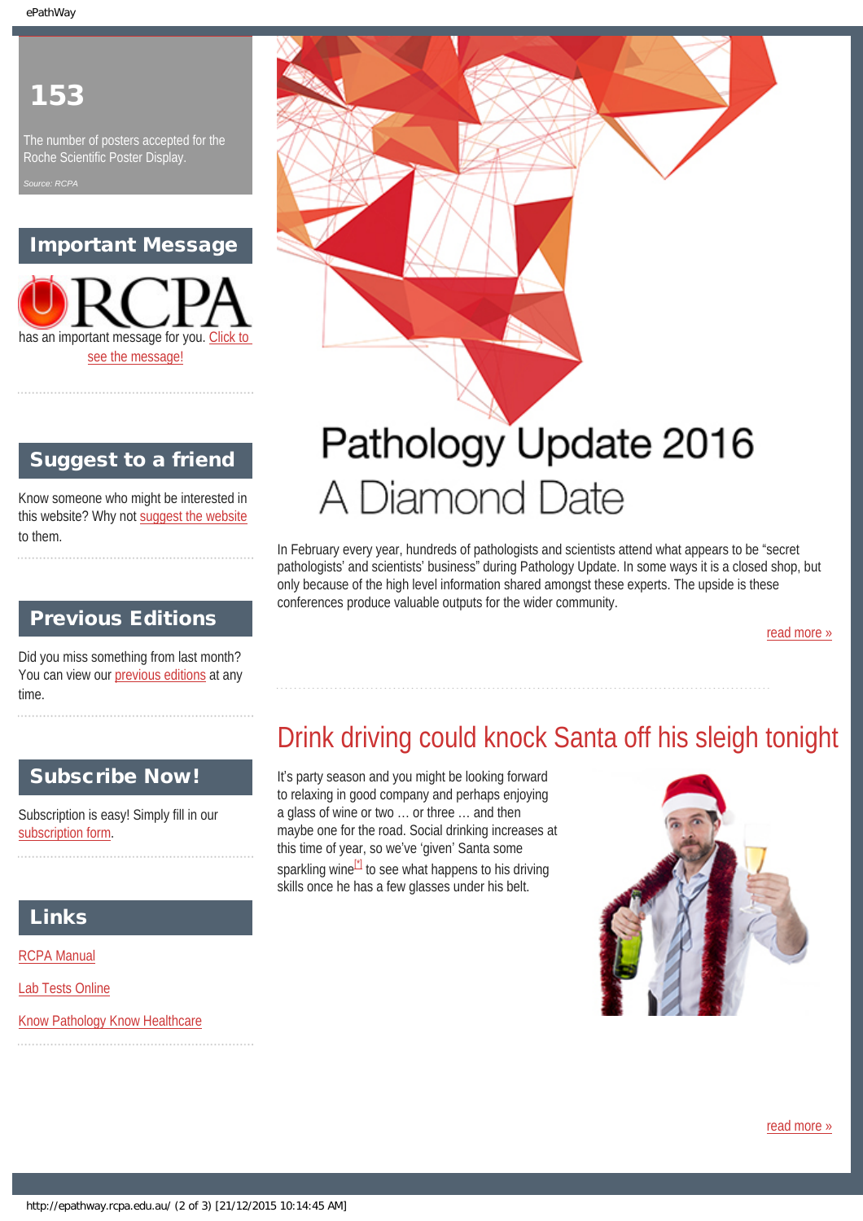**153**

The number of posters accepted for the Roche Scientific Poster Display.

*Source: RCPA*

## Important Message

RCPA has an important message for you. Click to see the message!

## Suggest to a friend

Know someone who might be interested in this website? Why not suggest the website to them.

## Previous Editions

Did you miss something from last month? You can view our previous editions at any time.

## Subscribe Now!

Subscription is easy! Simply fill in our subscription form.

## Links

RCPA Manual

Lab Tests Online

Know Pathology Know Healthcare

# Pathology Update 2016 A Diamond Date

In February every year, hundreds of pathologists and scientists attend what appears to be "secret pathologists' and scientists' business" during Pathology Update. In some ways it is a closed shop, but only because of the high level information shared amongst these experts. The upside is these conferences produce valuable outputs for the wider community.

read more »

## Drink driving could knock Santa off his sleigh tonight

It's party season and you might be looking forward to relaxing in good company and perhaps enjoying a glass of wine … or three … and then maybe one for the road. Social drinking increases at this time of year, so we've 'given' Santa some sparkling wine[*] to see what happens to his driving skills once he has a few glasses under his belt.

read more »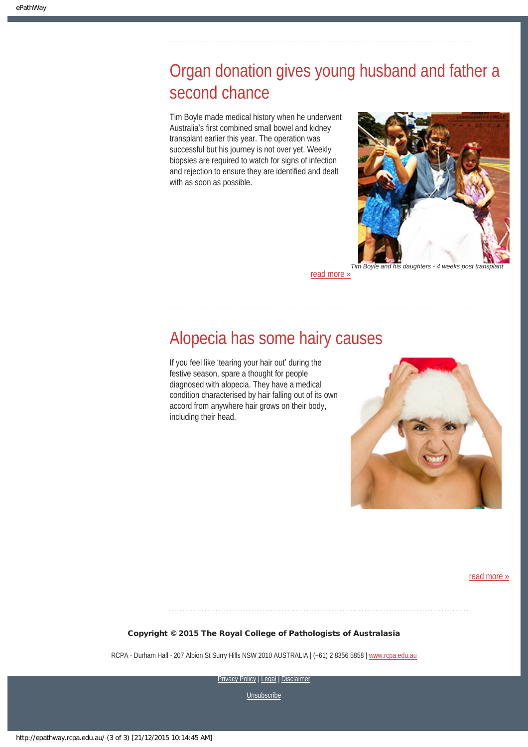## Organ donation gives young husband and father a second chance

Tim Boyle made medical history when he underwent Australia's first combined small bowel and kidney transplant earlier this year. The operation was successful but his journey is not over yet. Weekly biopsies are required to watch for signs of infection and rejection to ensure they are identified and dealt with as soon as possible.

*Tim Boyle and his daughters - 4 weeks post transplant*

read more »

## Alopecia has some hairy causes

If you feel like 'tearing your hair out' during the festive season, spare a thought for people diagnosed with alopecia. They have a medical condition characterised by hair falling out of its own accord from anywhere hair grows on their body, including their head.

read more »

**Copyright © 2015 The Royal College of Pathologists of Australasia**

RCPA - Durham Hall - 207 Albion St Surry Hills NSW 2010 AUSTRALIA | (+61) 2 8356 5858 | www.rcpa.edu.au

Privacy Policy | Legal | Disclaimer

Unsubscribe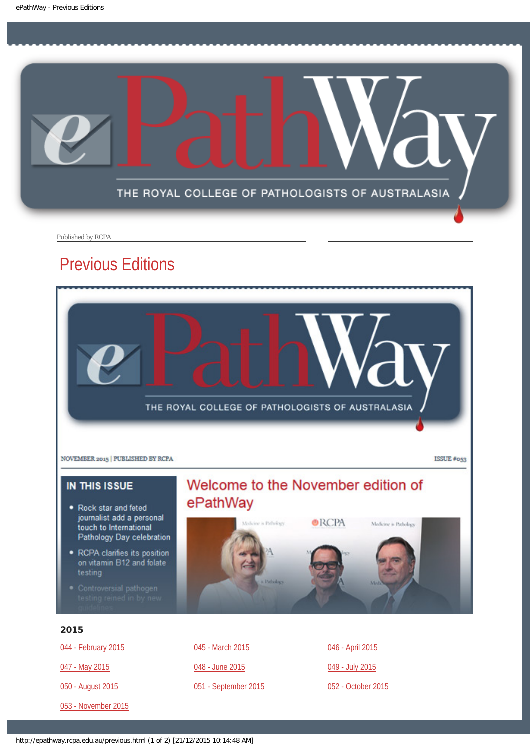# ePathWay

THE ROYAL COLLEGE OF PATHOLOGISTS OF AUSTRALASIA

Published by RCPA

## Previous Editions

ePathWay

THE ROYAL COLLEGE OF PATHOLOGISTS OF AUSTRALASIA

NOVEMBER 2015 | PUBLISHED BY RCPA

ISSUE #053

**IN THIS ISSUE**

- Rock star and feted journalist add a personal touch to International Pathology Day celebration
- RCPA clarifies its position on vitamin B12 and folate testing
- Controversial pathogen testing reined in by new guidelines

### Welcome to the November edition of ePathWay

### 2015

044 - February 2015

045 - March 2015

046 - April 2015

047 - May 2015

048 - June 2015

049 - July 2015

050 - August 2015

051 - September 2015

052 - October 2015

053 - November 2015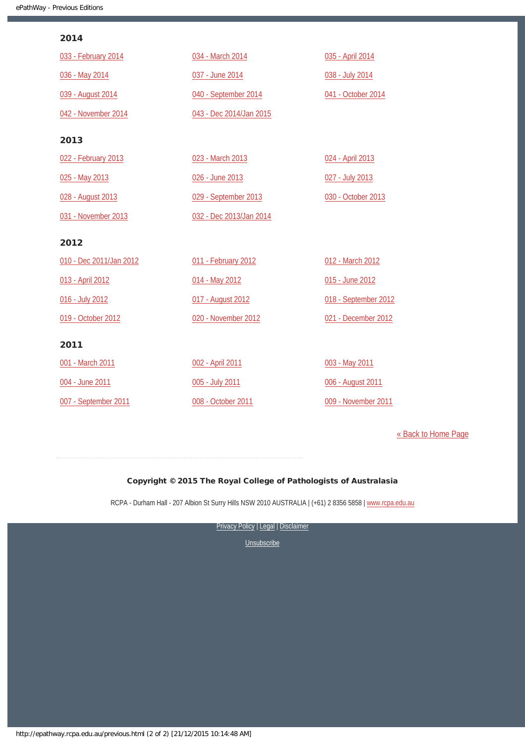## 2014

033 - February 2014

034 - March 2014

035 - April 2014

036 - May 2014

037 - June 2014

038 - July 2014

039 - August 2014

040 - September 2014

041 - October 2014

042 - November 2014

043 - Dec 2014/Jan 2015

## 2013

022 - February 2013

023 - March 2013

024 - April 2013

025 - May 2013

026 - June 2013

027 - July 2013

028 - August 2013

029 - September 2013

030 - October 2013

031 - November 2013

032 - Dec 2013/Jan 2014

## 2012

010 - Dec 2011/Jan 2012

011 - February 2012

012 - March 2012

013 - April 2012

014 - May 2012

015 - June 2012

016 - July 2012

017 - August 2012

018 - September 2012

019 - October 2012

020 - November 2012

021 - December 2012

## 2011

001 - March 2011

002 - April 2011

003 - May 2011

004 - June 2011

005 - July 2011

006 - August 2011

007 - September 2011

008 - October 2011

009 - November 2011

« Back to Home Page

**Copyright © 2015 The Royal College of Pathologists of Australasia**

RCPA - Durham Hall - 207 Albion St Surry Hills NSW 2010 AUSTRALIA | (+61) 2 8356 5858 | www.rcpa.edu.au

Privacy Policy | Legal | Disclaimer

Unsubscribe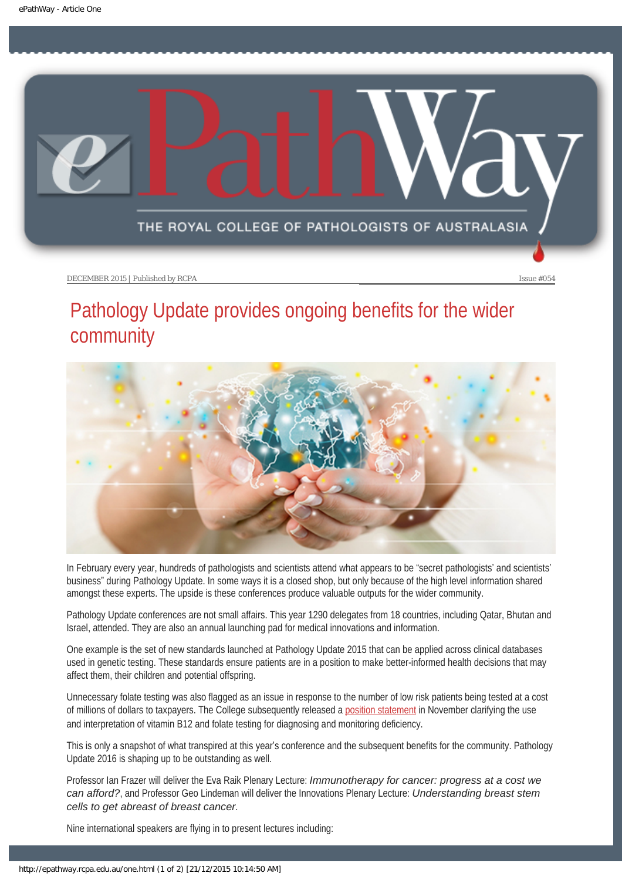# Pathology Update provides ongoing benefits for the wider community

In February every year, hundreds of pathologists and scientists attend what appears to be "secret pathologists' and scientists' business" during Pathology Update. In some ways it is a closed shop, but only because of the high level information shared amongst these experts. The upside is these conferences produce valuable outputs for the wider community.

Pathology Update conferences are not small affairs. This year 1290 delegates from 18 countries, including Qatar, Bhutan and Israel, attended. They are also an annual launching pad for medical innovations and information.

One example is the set of new standards launched at Pathology Update 2015 that can be applied across clinical databases used in genetic testing. These standards ensure patients are in a position to make better-informed health decisions that may affect them, their children and potential offspring.

Unnecessary folate testing was also flagged as an issue in response to the number of low risk patients being tested at a cost of millions of dollars to taxpayers. The College subsequently released a position statement in November clarifying the use and interpretation of vitamin B12 and folate testing for diagnosing and monitoring deficiency.

This is only a snapshot of what transpired at this year's conference and the subsequent benefits for the community. Pathology Update 2016 is shaping up to be outstanding as well.

Professor Ian Frazer will deliver the Eva Raik Plenary Lecture: *Immunotherapy for cancer: progress at a cost we can afford?*, and Professor Geo Lindeman will deliver the Innovations Plenary Lecture: *Understanding breast stem cells to get abreast of breast cancer*.

Nine international speakers are flying in to present lectures including: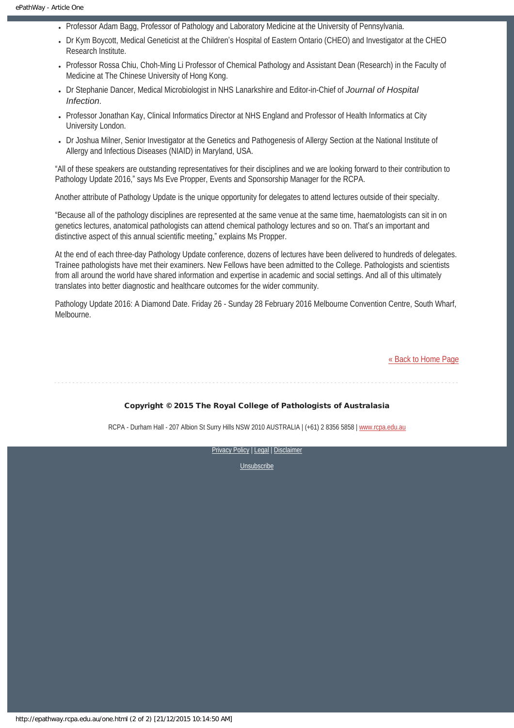- Professor Adam Bagg, Professor of Pathology and Laboratory Medicine at the University of Pennsylvania.
- Dr Kym Boycott, Medical Geneticist at the Children's Hospital of Eastern Ontario (CHEO) and Investigator at the CHEO Research Institute.
- Professor Rossa Chiu, Choh-Ming Li Professor of Chemical Pathology and Assistant Dean (Research) in the Faculty of Medicine at The Chinese University of Hong Kong.
- Dr Stephanie Dancer, Medical Microbiologist in NHS Lanarkshire and Editor-in-Chief of *Journal of Hospital Infection*.
- Professor Jonathan Kay, Clinical Informatics Director at NHS England and Professor of Health Informatics at City University London.
- Dr Joshua Milner, Senior Investigator at the Genetics and Pathogenesis of Allergy Section at the National Institute of Allergy and Infectious Diseases (NIAID) in Maryland, USA.

"All of these speakers are outstanding representatives for their disciplines and we are looking forward to their contribution to Pathology Update 2016," says Ms Eve Propper, Events and Sponsorship Manager for the RCPA.

Another attribute of Pathology Update is the unique opportunity for delegates to attend lectures outside of their specialty.

"Because all of the pathology disciplines are represented at the same venue at the same time, haematologists can sit in on genetics lectures, anatomical pathologists can attend chemical pathology lectures and so on. That's an important and distinctive aspect of this annual scientific meeting," explains Ms Propper.

At the end of each three-day Pathology Update conference, dozens of lectures have been delivered to hundreds of delegates. Trainee pathologists have met their examiners. New Fellows have been admitted to the College. Pathologists and scientists from all around the world have shared information and expertise in academic and social settings. And all of this ultimately translates into better diagnostic and healthcare outcomes for the wider community.

Pathology Update 2016: A Diamond Date. Friday 26 - Sunday 28 February 2016 Melbourne Convention Centre, South Wharf, Melbourne.

[« Back to Home Page]

**Copyright © 2015 The Royal College of Pathologists of Australasia**

RCPA - Durham Hall - 207 Albion St Surry Hills NSW 2010 AUSTRALIA | (+61) 2 8356 5858 | www.rcpa.edu.au

Privacy Policy | Legal | Disclaimer

Unsubscribe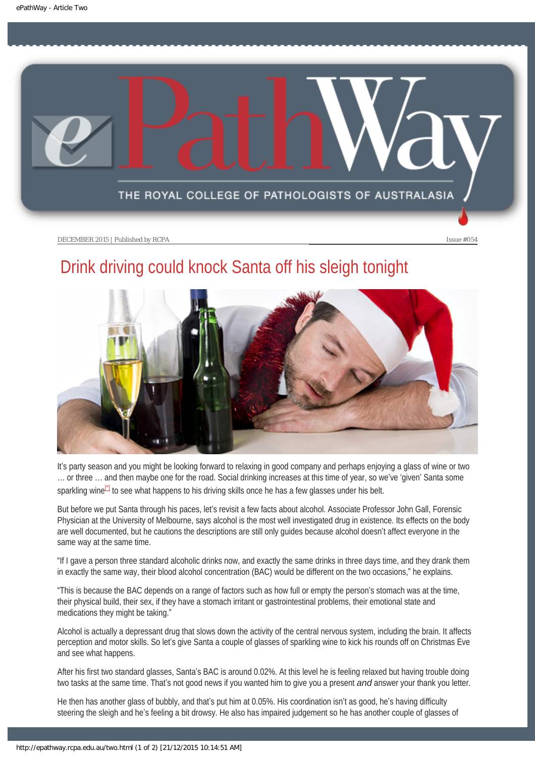# Drink driving could knock Santa off his sleigh tonight

It's party season and you might be looking forward to relaxing in good company and perhaps enjoying a glass of wine or two … or three … and then maybe one for the road. Social drinking increases at this time of year, so we've 'given' Santa some sparkling wine[*] to see what happens to his driving skills once he has a few glasses under his belt.

But before we put Santa through his paces, let's revisit a few facts about alcohol. Associate Professor John Gall, Forensic Physician at the University of Melbourne, says alcohol is the most well investigated drug in existence. Its effects on the body are well documented, but he cautions the descriptions are still only guides because alcohol doesn't affect everyone in the same way at the same time.

"If I gave a person three standard alcoholic drinks now, and exactly the same drinks in three days time, and they drank them in exactly the same way, their blood alcohol concentration (BAC) would be different on the two occasions," he explains.

"This is because the BAC depends on a range of factors such as how full or empty the person's stomach was at the time, their physical build, their sex, if they have a stomach irritant or gastrointestinal problems, their emotional state and medications they might be taking."

Alcohol is actually a depressant drug that slows down the activity of the central nervous system, including the brain. It affects perception and motor skills. So let's give Santa a couple of glasses of sparkling wine to kick his rounds off on Christmas Eve and see what happens.

After his first two standard glasses, Santa's BAC is around 0.02%. At this level he is feeling relaxed but having trouble doing two tasks at the same time. That's not good news if you wanted him to give you a present *and* answer your thank you letter.

He then has another glass of bubbly, and that's put him at 0.05%. His coordination isn't as good, he's having difficulty steering the sleigh and he's feeling a bit drowsy. He also has impaired judgement so he has another couple of glasses of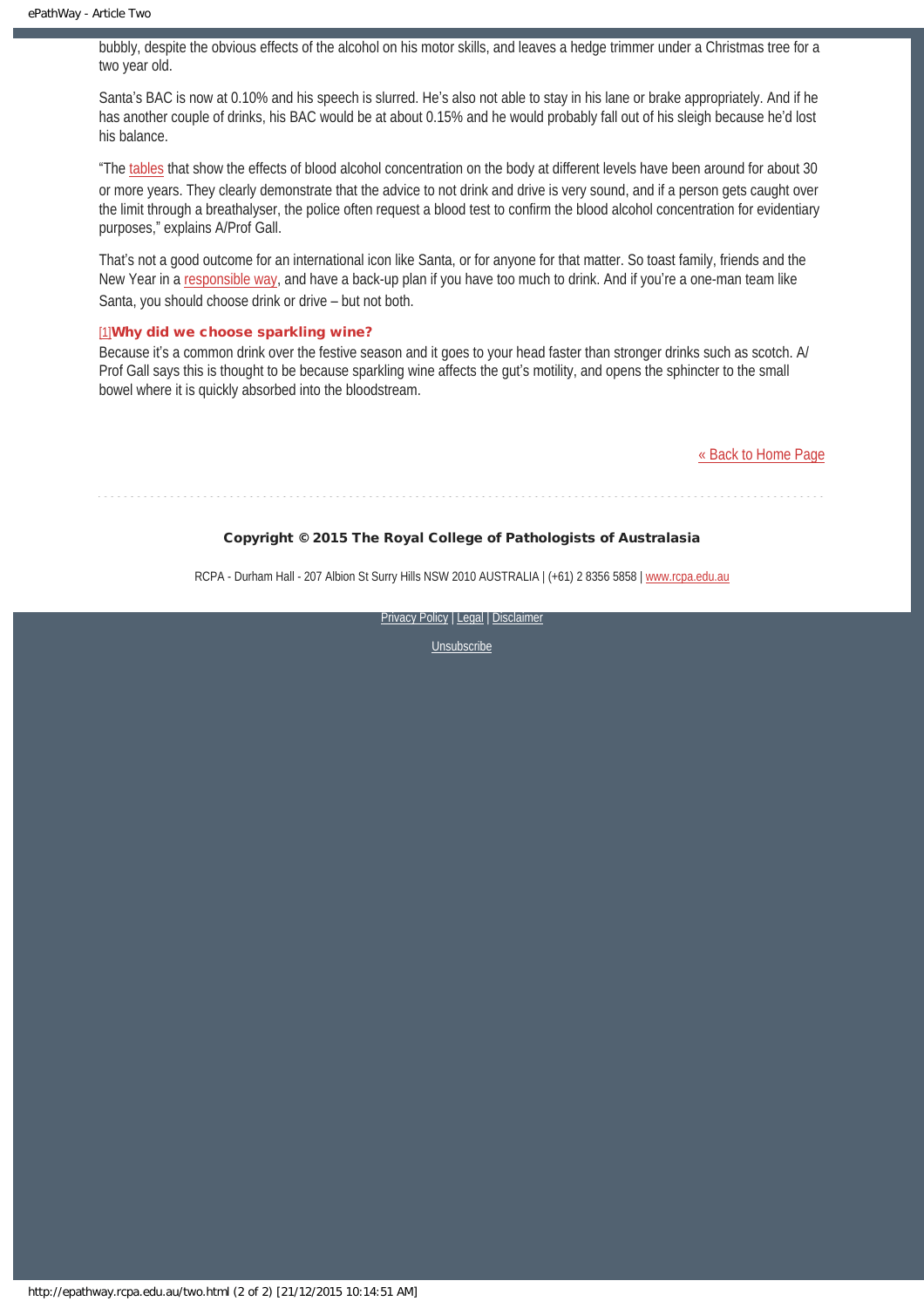bubbly, despite the obvious effects of the alcohol on his motor skills, and leaves a hedge trimmer under a Christmas tree for a two year old.

Santa's BAC is now at 0.10% and his speech is slurred. He's also not able to stay in his lane or brake appropriately. And if he has another couple of drinks, his BAC would be at about 0.15% and he would probably fall out of his sleigh because he'd lost his balance.

"The tables that show the effects of blood alcohol concentration on the body at different levels have been around for about 30 or more years. They clearly demonstrate that the advice to not drink and drive is very sound, and if a person gets caught over the limit through a breathalyser, the police often request a blood test to confirm the blood alcohol concentration for evidentiary purposes," explains A/Prof Gall.

That's not a good outcome for an international icon like Santa, or for anyone for that matter. So toast family, friends and the New Year in a responsible way, and have a back-up plan if you have too much to drink. And if you're a one-man team like Santa, you should choose drink or drive – but not both.

[1] **Why did we choose sparkling wine?**

Because it's a common drink over the festive season and it goes to your head faster than stronger drinks such as scotch. A/Prof Gall says this is thought to be because sparkling wine affects the gut's motility, and opens the sphincter to the small bowel where it is quickly absorbed into the bloodstream.

« Back to Home Page

**Copyright © 2015 The Royal College of Pathologists of Australasia**

RCPA - Durham Hall - 207 Albion St Surry Hills NSW 2010 AUSTRALIA | (+61) 2 8356 5858 | www.rcpa.edu.au

Privacy Policy | Legal | Disclaimer

Unsubscribe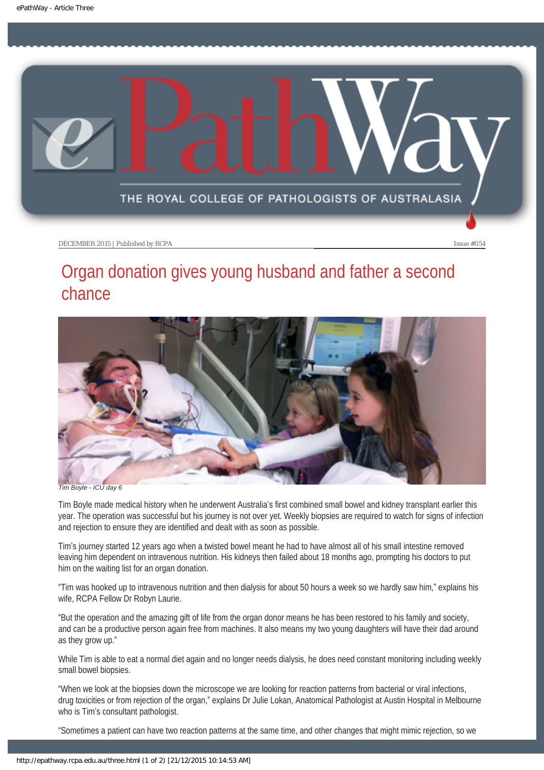DECEMBER 2015 | Published by RCPA

Issue #054

# Organ donation gives young husband and father a second chance

*Tim Boyle - ICU day 6*

Tim Boyle made medical history when he underwent Australia's first combined small bowel and kidney transplant earlier this year. The operation was successful but his journey is not over yet. Weekly biopsies are required to watch for signs of infection and rejection to ensure they are identified and dealt with as soon as possible.

Tim's journey started 12 years ago when a twisted bowel meant he had to have almost all of his small intestine removed leaving him dependent on intravenous nutrition. His kidneys then failed about 18 months ago, prompting his doctors to put him on the waiting list for an organ donation.

"Tim was hooked up to intravenous nutrition and then dialysis for about 50 hours a week so we hardly saw him," explains his wife, RCPA Fellow Dr Robyn Laurie.

"But the operation and the amazing gift of life from the organ donor means he has been restored to his family and society, and can be a productive person again free from machines. It also means my two young daughters will have their dad around as they grow up."

While Tim is able to eat a normal diet again and no longer needs dialysis, he does need constant monitoring including weekly small bowel biopsies.

"When we look at the biopsies down the microscope we are looking for reaction patterns from bacterial or viral infections, drug toxicities or from rejection of the organ," explains Dr Julie Lokan, Anatomical Pathologist at Austin Hospital in Melbourne who is Tim's consultant pathologist.

"Sometimes a patient can have two reaction patterns at the same time, and other changes that might mimic rejection, so we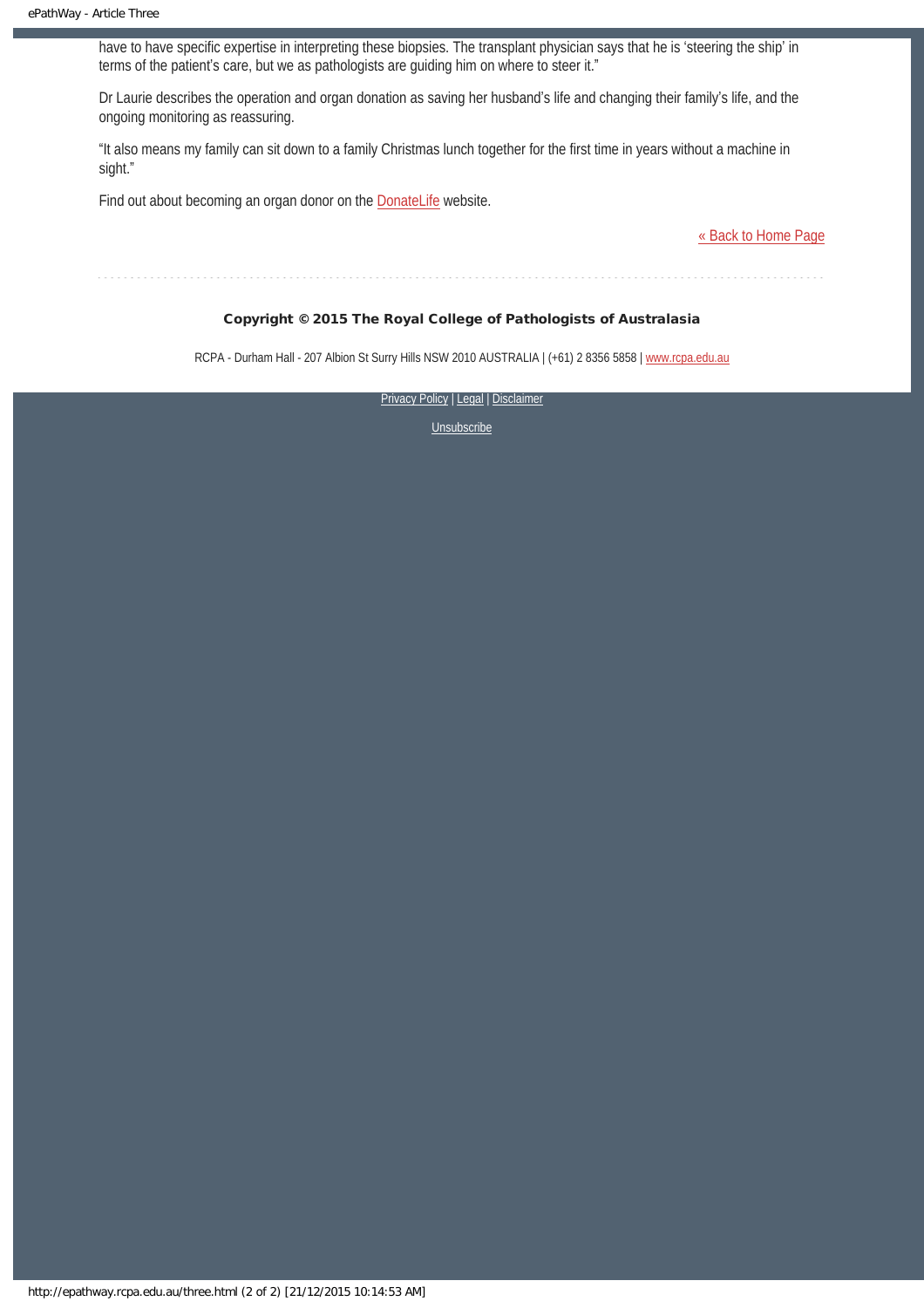have to have specific expertise in interpreting these biopsies. The transplant physician says that he is 'steering the ship' in terms of the patient's care, but we as pathologists are guiding him on where to steer it."

Dr Laurie describes the operation and organ donation as saving her husband's life and changing their family's life, and the ongoing monitoring as reassuring.

"It also means my family can sit down to a family Christmas lunch together for the first time in years without a machine in sight."

Find out about becoming an organ donor on the DonateLife website.

« Back to Home Page

**Copyright © 2015 The Royal College of Pathologists of Australasia**

RCPA - Durham Hall - 207 Albion St Surry Hills NSW 2010 AUSTRALIA | (+61) 2 8356 5858 | www.rcpa.edu.au

Privacy Policy | Legal | Disclaimer

Unsubscribe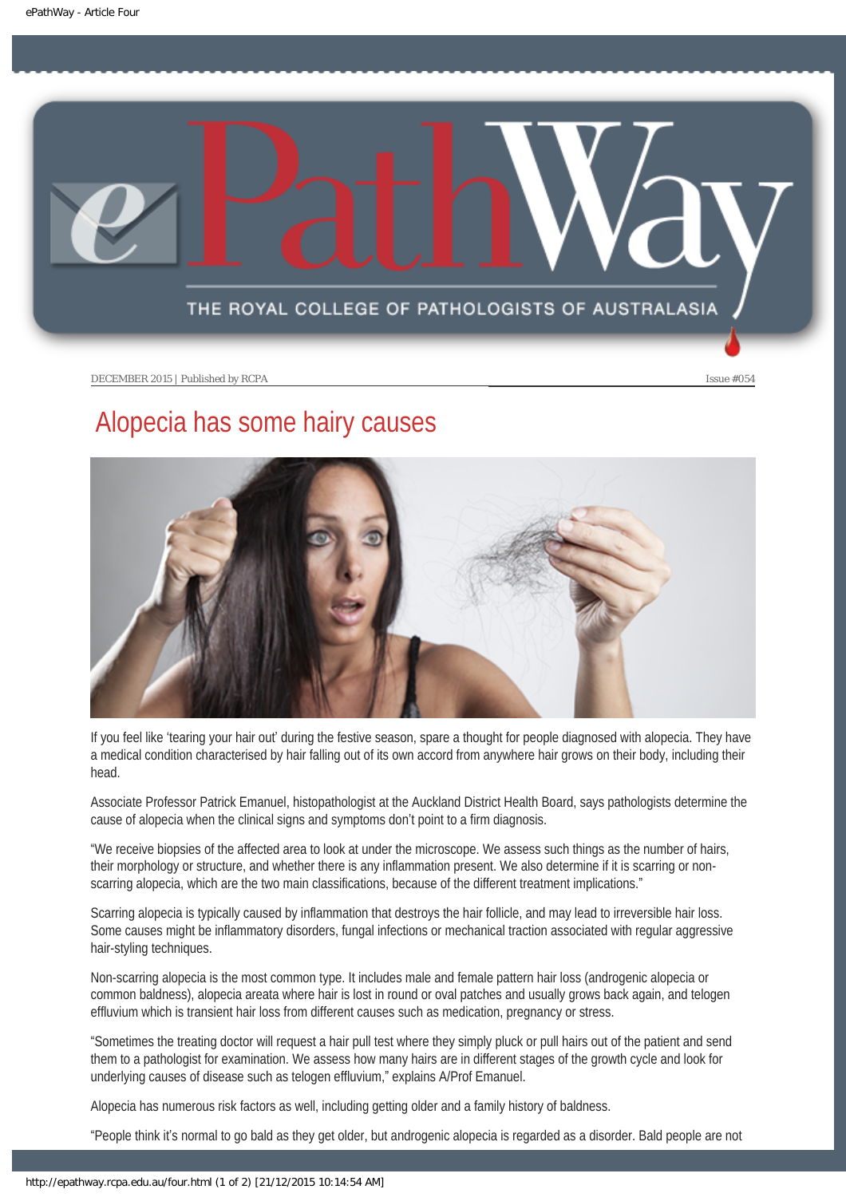DECEMBER 2015 | Published by RCPA Issue #054

# Alopecia has some hairy causes

If you feel like 'tearing your hair out' during the festive season, spare a thought for people diagnosed with alopecia. They have a medical condition characterised by hair falling out of its own accord from anywhere hair grows on their body, including their head.

Associate Professor Patrick Emanuel, histopathologist at the Auckland District Health Board, says pathologists determine the cause of alopecia when the clinical signs and symptoms don't point to a firm diagnosis.

"We receive biopsies of the affected area to look at under the microscope. We assess such things as the number of hairs, their morphology or structure, and whether there is any inflammation present. We also determine if it is scarring or non-scarring alopecia, which are the two main classifications, because of the different treatment implications."

Scarring alopecia is typically caused by inflammation that destroys the hair follicle, and may lead to irreversible hair loss. Some causes might be inflammatory disorders, fungal infections or mechanical traction associated with regular aggressive hair-styling techniques.

Non-scarring alopecia is the most common type. It includes male and female pattern hair loss (androgenic alopecia or common baldness), alopecia areata where hair is lost in round or oval patches and usually grows back again, and telogen effluvium which is transient hair loss from different causes such as medication, pregnancy or stress.

"Sometimes the treating doctor will request a hair pull test where they simply pluck or pull hairs out of the patient and send them to a pathologist for examination. We assess how many hairs are in different stages of the growth cycle and look for underlying causes of disease such as telogen effluvium," explains A/Prof Emanuel.

Alopecia has numerous risk factors as well, including getting older and a family history of baldness.

"People think it's normal to go bald as they get older, but androgenic alopecia is regarded as a disorder. Bald people are not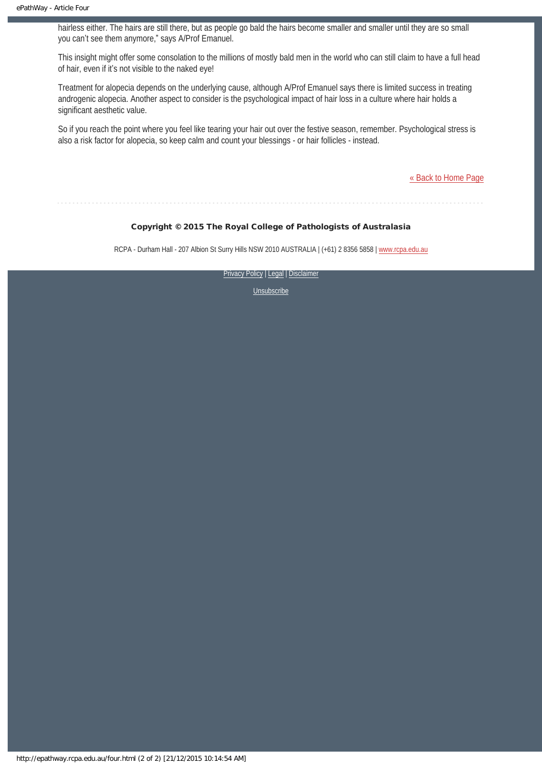hairless either. The hairs are still there, but as people go bald the hairs become smaller and smaller until they are so small you can't see them anymore," says A/Prof Emanuel.

This insight might offer some consolation to the millions of mostly bald men in the world who can still claim to have a full head of hair, even if it's not visible to the naked eye!

Treatment for alopecia depends on the underlying cause, although A/Prof Emanuel says there is limited success in treating androgenic alopecia. Another aspect to consider is the psychological impact of hair loss in a culture where hair holds a significant aesthetic value.

So if you reach the point where you feel like tearing your hair out over the festive season, remember. Psychological stress is also a risk factor for alopecia, so keep calm and count your blessings - or hair follicles - instead.

« Back to Home Page

**Copyright © 2015 The Royal College of Pathologists of Australasia**

RCPA - Durham Hall - 207 Albion St Surry Hills NSW 2010 AUSTRALIA | (+61) 2 8356 5858 | www.rcpa.edu.au

Privacy Policy | Legal | Disclaimer

Unsubscribe